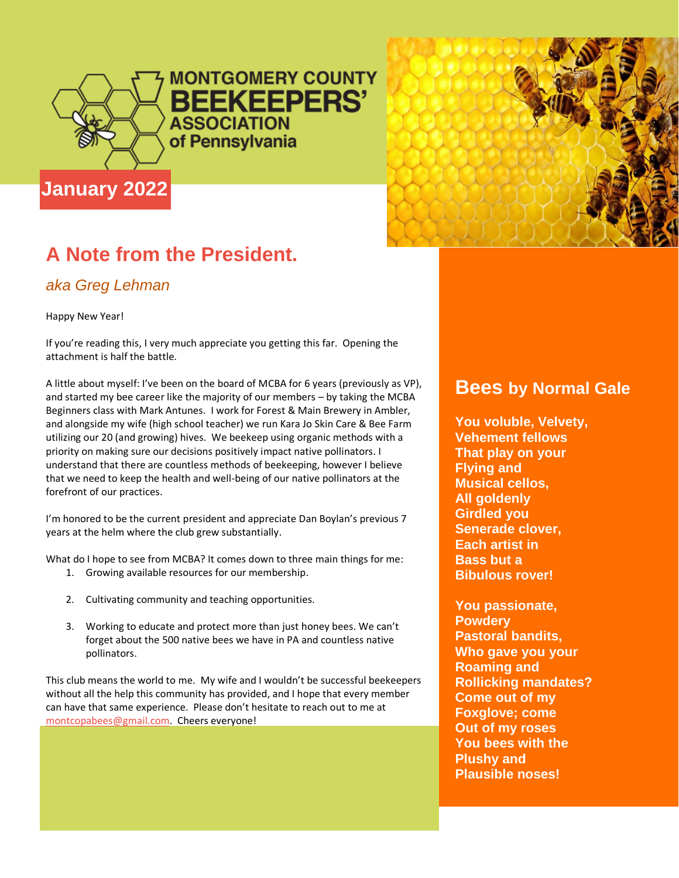# MONTGOMERY COUNTY BEEKEEPERS' ASSOCIATION of Pennsylvania

**January 2022**

## A Note from the President.

*aka Greg Lehman*

Happy New Year!

If you're reading this, I very much appreciate you getting this far. Opening the attachment is half the battle.

A little about myself: I've been on the board of MCBA for 6 years (previously as VP), and started my bee career like the majority of our members – by taking the MCBA Beginners class with Mark Antunes. I work for Forest & Main Brewery in Ambler, and alongside my wife (high school teacher) we run Kara Jo Skin Care & Bee Farm utilizing our 20 (and growing) hives. We beekeep using organic methods with a priority on making sure our decisions positively impact native pollinators. I understand that there are countless methods of beekeeping, however I believe that we need to keep the health and well-being of our native pollinators at the forefront of our practices.

I'm honored to be the current president and appreciate Dan Boylan's previous 7 years at the helm where the club grew substantially.

What do I hope to see from MCBA? It comes down to three main things for me:

1. Growing available resources for our membership.
2. Cultivating community and teaching opportunities.
3. Working to educate and protect more than just honey bees. We can't forget about the 500 native bees we have in PA and countless native pollinators.

This club means the world to me. My wife and I wouldn't be successful beekeepers without all the help this community has provided, and I hope that every member can have that same experience. Please don't hesitate to reach out to me at montcopabees@gmail.com. Cheers everyone!

## Bees by Normal Gale

**You voluble, Velvety,**
**Vehement fellows**
**That play on your**
**Flying and**
**Musical cellos,**
**All goldenly**
**Girdled you**
**Senerade clover,**
**Each artist in**
**Bass but a**
**Bibulous rover!**

**You passionate,**
**Powdery**
**Pastoral bandits,**
**Who gave you your**
**Roaming and**
**Rollicking mandates?**
**Come out of my**
**Foxglove; come**
**Out of my roses**
**You bees with the**
**Plushy and**
**Plausible noses!**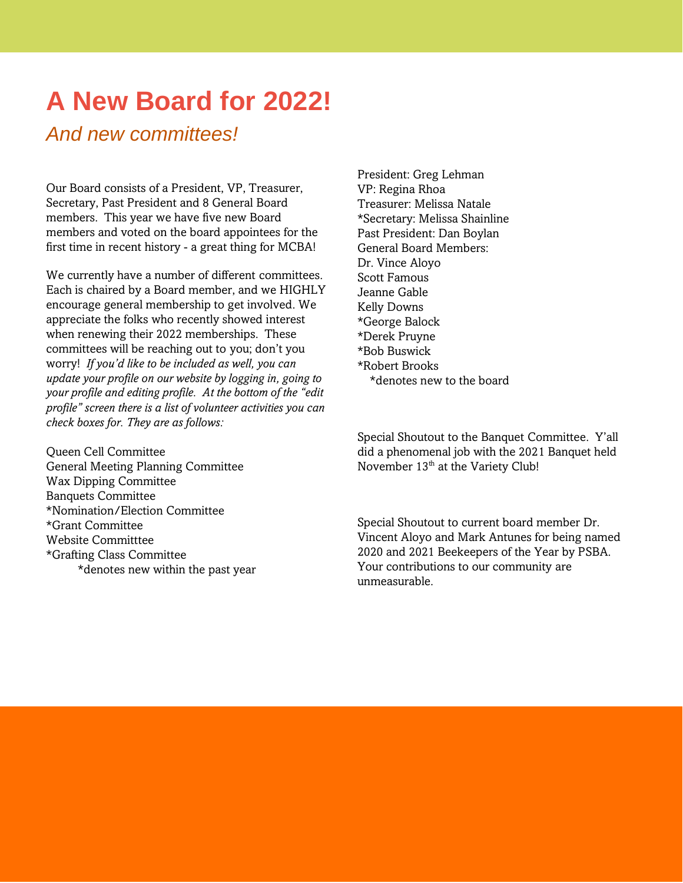# A New Board for 2022!

## *And new committees!*

Our Board consists of a President, VP, Treasurer, Secretary, Past President and 8 General Board members. This year we have five new Board members and voted on the board appointees for the first time in recent history - a great thing for MCBA!

We currently have a number of different committees. Each is chaired by a Board member, and we HIGHLY encourage general membership to get involved. We appreciate the folks who recently showed interest when renewing their 2022 memberships. These committees will be reaching out to you; don't you worry! *If you'd like to be included as well, you can update your profile on our website by logging in, going to your profile and editing profile. At the bottom of the "edit profile" screen there is a list of volunteer activities you can check boxes for. They are as follows:*

Queen Cell Committee
General Meeting Planning Committee
Wax Dipping Committee
Banquets Committee
*Nomination/Election Committee
*Grant Committee
Website Committtee
*Grafting Class Committee
*denotes new within the past year

President: Greg Lehman
VP: Regina Rhoa
Treasurer: Melissa Natale
*Secretary: Melissa Shainline
Past President: Dan Boylan
General Board Members:
Dr. Vince Aloyo
Scott Famous
Jeanne Gable
Kelly Downs
*George Balock
*Derek Pruyne
*Bob Buswick
*Robert Brooks
*denotes new to the board

Special Shoutout to the Banquet Committee. Y'all did a phenomenal job with the 2021 Banquet held November 13th at the Variety Club!

Special Shoutout to current board member Dr. Vincent Aloyo and Mark Antunes for being named 2020 and 2021 Beekeepers of the Year by PSBA. Your contributions to our community are unmeasurable.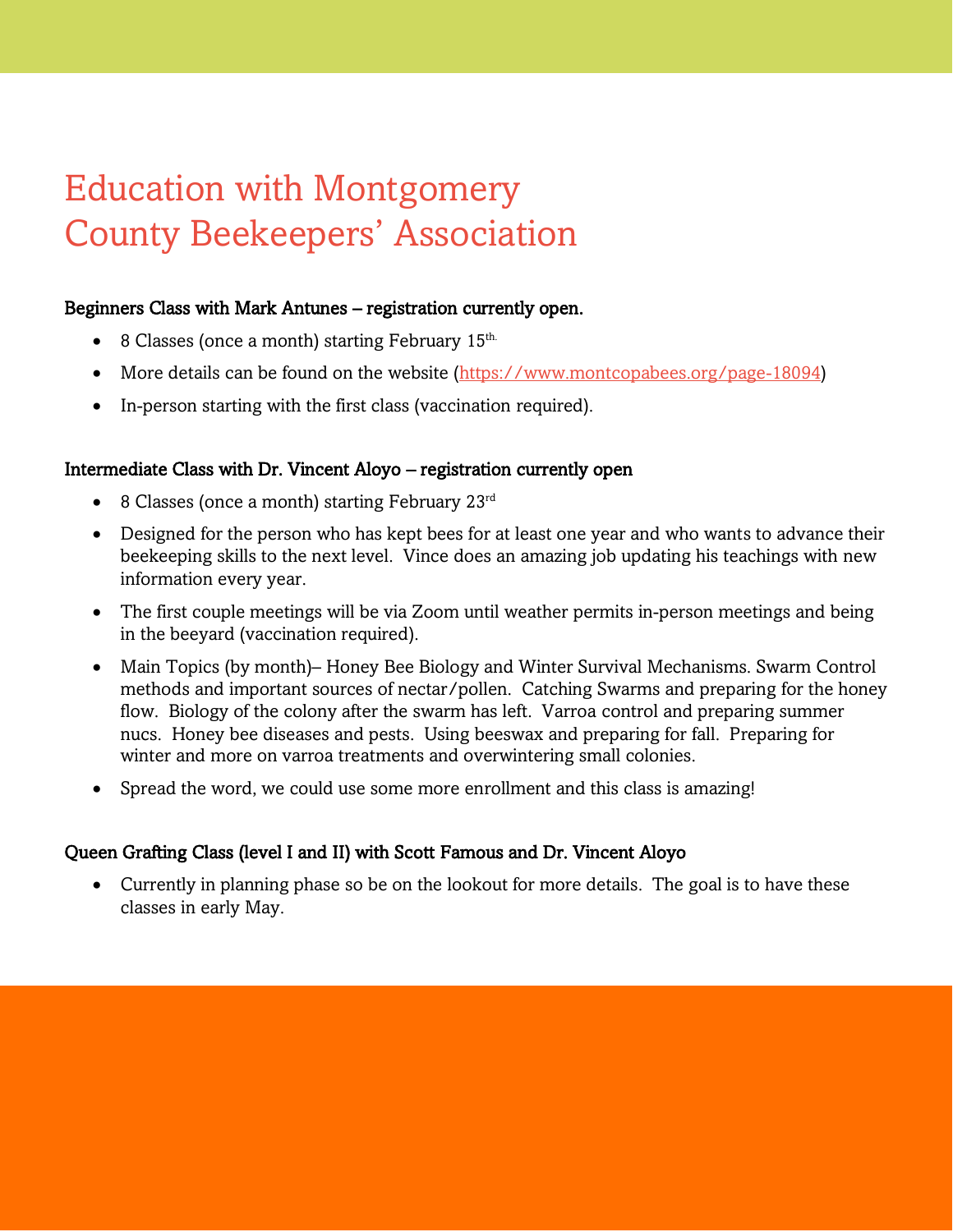# Education with Montgomery County Beekeepers' Association

**Beginners Class with Mark Antunes – registration currently open.**

- 8 Classes (once a month) starting February 15th.
- More details can be found on the website (https://www.montcopabees.org/page-18094)
- In-person starting with the first class (vaccination required).

**Intermediate Class with Dr. Vincent Aloyo – registration currently open**

- 8 Classes (once a month) starting February 23rd
- Designed for the person who has kept bees for at least one year and who wants to advance their beekeeping skills to the next level. Vince does an amazing job updating his teachings with new information every year.
- The first couple meetings will be via Zoom until weather permits in-person meetings and being in the beeyard (vaccination required).
- Main Topics (by month)– Honey Bee Biology and Winter Survival Mechanisms. Swarm Control methods and important sources of nectar/pollen. Catching Swarms and preparing for the honey flow. Biology of the colony after the swarm has left. Varroa control and preparing summer nucs. Honey bee diseases and pests. Using beeswax and preparing for fall. Preparing for winter and more on varroa treatments and overwintering small colonies.
- Spread the word, we could use some more enrollment and this class is amazing!

**Queen Grafting Class (level I and II) with Scott Famous and Dr. Vincent Aloyo**

- Currently in planning phase so be on the lookout for more details. The goal is to have these classes in early May.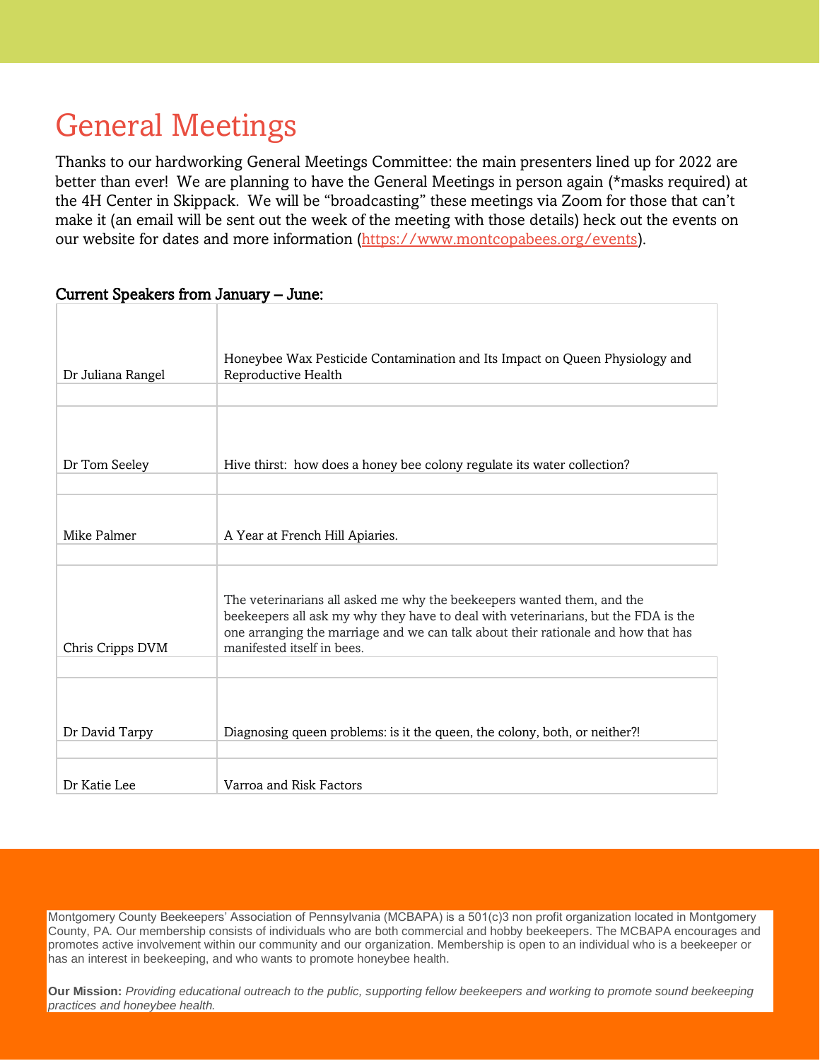# General Meetings

Thanks to our hardworking General Meetings Committee: the main presenters lined up for 2022 are better than ever! We are planning to have the General Meetings in person again (*masks required) at the 4H Center in Skippack. We will be "broadcasting" these meetings via Zoom for those that can't make it (an email will be sent out the week of the meeting with those details) heck out the events on our website for dates and more information (https://www.montcopabees.org/events).

**Current Speakers from January – June:**

| | |
|---|---|
| Dr Juliana Rangel | Honeybee Wax Pesticide Contamination and Its Impact on Queen Physiology and Reproductive Health |
| Dr Tom Seeley | Hive thirst: how does a honey bee colony regulate its water collection? |
| Mike Palmer | A Year at French Hill Apiaries. |
| Chris Cripps DVM | The veterinarians all asked me why the beekeepers wanted them, and the beekeepers all ask my why they have to deal with veterinarians, but the FDA is the one arranging the marriage and we can talk about their rationale and how that has manifested itself in bees. |
| Dr David Tarpy | Diagnosing queen problems: is it the queen, the colony, both, or neither?! |
| Dr Katie Lee | Varroa and Risk Factors |

Montgomery County Beekeepers' Association of Pennsylvania (MCBAPA) is a 501(c)3 non profit organization located in Montgomery County, PA. Our membership consists of individuals who are both commercial and hobby beekeepers. The MCBAPA encourages and promotes active involvement within our community and our organization. Membership is open to an individual who is a beekeeper or has an interest in beekeeping, and who wants to promote honeybee health.

**Our Mission:** *Providing educational outreach to the public, supporting fellow beekeepers and working to promote sound beekeeping practices and honeybee health.*